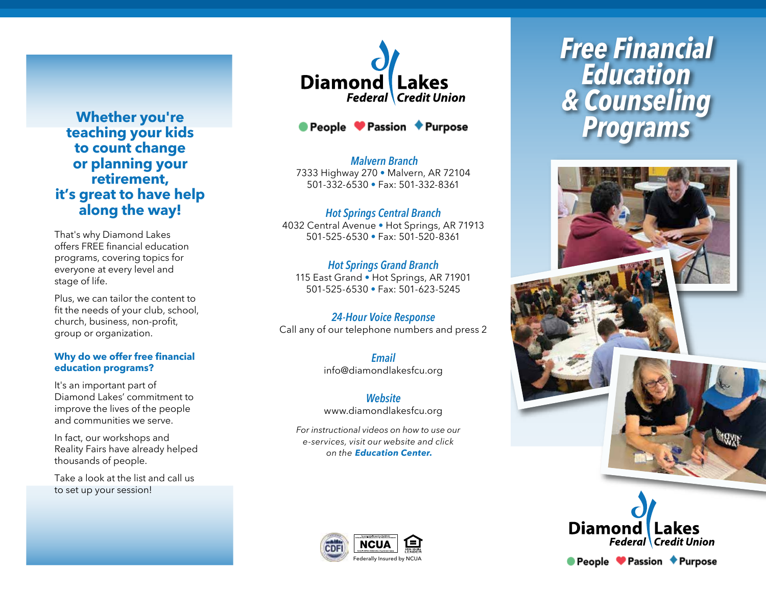## Whether you're teaching your kids to count change or planning your retirement, it's great to have help along the way!

That's why Diamond Lakes offers FREE financial education programs, covering topics for everyone at every level and stage of life.

Plus, we can tailor the content to fit the needs of your club, school, church, business, non-profit, group or organization.

### Why do we offer free financial education programs?

It's an important part of Diamond Lakes' commitment to improve the lives of the people and communities we serve.

In fact, our workshops and Reality Fairs have already helped thousands of people.

Take a look at the list and call us to set up your session!

**Diamond Lakes Federal Credit Union**

People • Passion • Purpose

***Malvern Branch***
7333 Highway 270 • Malvern, AR 72104
501-332-6530 • Fax: 501-332-8361

***Hot Springs Central Branch***
4032 Central Avenue • Hot Springs, AR 71913
501-525-6530 • Fax: 501-520-8361

***Hot Springs Grand Branch***
115 East Grand • Hot Springs, AR 71901
501-525-6530 • Fax: 501-623-5245

***24-Hour Voice Response***
Call any of our telephone numbers and press 2

***Email***
info@diamondlakesfcu.org

***Website***
www.diamondlakesfcu.org

*For instructional videos on how to use our e-services, visit our website and click on the* ***Education Center.***

CDFI • NCUA • Equal Housing Lender

Federally Insured by NCUA

# Free Financial Education & Counseling Programs

**Diamond Lakes Federal Credit Union**

People • Passion • Purpose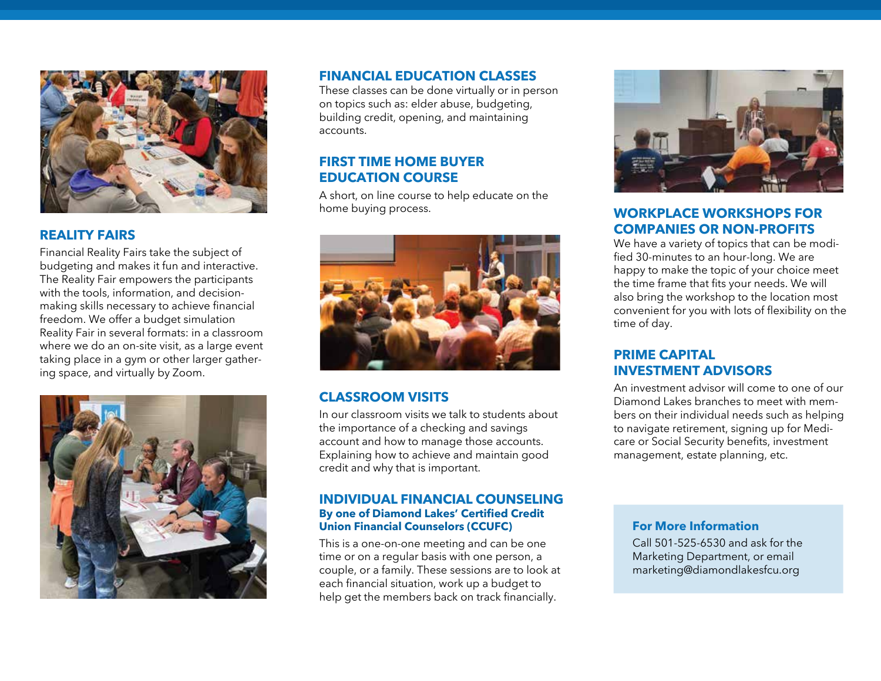## REALITY FAIRS

Financial Reality Fairs take the subject of budgeting and makes it fun and interactive. The Reality Fair empowers the participants with the tools, information, and decision-making skills necessary to achieve financial freedom. We offer a budget simulation Reality Fair in several formats: in a classroom where we do an on-site visit, as a large event taking place in a gym or other larger gathering space, and virtually by Zoom.

## FINANCIAL EDUCATION CLASSES

These classes can be done virtually or in person on topics such as: elder abuse, budgeting, building credit, opening, and maintaining accounts.

## FIRST TIME HOME BUYER EDUCATION COURSE

A short, on line course to help educate on the home buying process.

## CLASSROOM VISITS

In our classroom visits we talk to students about the importance of a checking and savings account and how to manage those accounts. Explaining how to achieve and maintain good credit and why that is important.

## INDIVIDUAL FINANCIAL COUNSELING

**By one of Diamond Lakes' Certified Credit Union Financial Counselors (CCUFC)**

This is a one-on-one meeting and can be one time or on a regular basis with one person, a couple, or a family. These sessions are to look at each financial situation, work up a budget to help get the members back on track financially.

## WORKPLACE WORKSHOPS FOR COMPANIES OR NON-PROFITS

We have a variety of topics that can be modified 30-minutes to an hour-long. We are happy to make the topic of your choice meet the time frame that fits your needs. We will also bring the workshop to the location most convenient for you with lots of flexibility on the time of day.

## PRIME CAPITAL INVESTMENT ADVISORS

An investment advisor will come to one of our Diamond Lakes branches to meet with members on their individual needs such as helping to navigate retirement, signing up for Medicare or Social Security benefits, investment management, estate planning, etc.

### For More Information

Call 501-525-6530 and ask for the Marketing Department, or email marketing@diamondlakesfcu.org